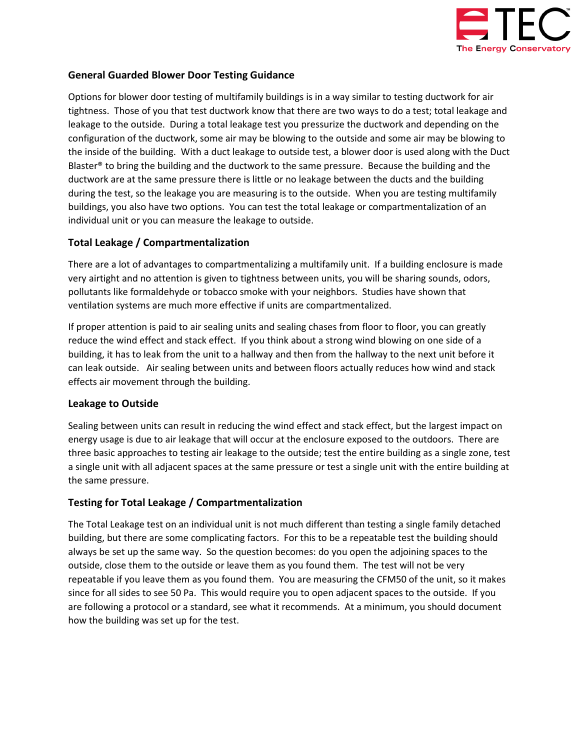## General Guarded Blower Door Testing Guidance

Options for blower door testing of multifamily buildings is in a way similar to testing ductwork for air tightness. Those of you that test ductwork know that there are two ways to do a test; total leakage and leakage to the outside. During a total leakage test you pressurize the ductwork and depending on the configuration of the ductwork, some air may be blowing to the outside and some air may be blowing to the inside of the building. With a duct leakage to outside test, a blower door is used along with the Duct Blaster® to bring the building and the ductwork to the same pressure. Because the building and the ductwork are at the same pressure there is little or no leakage between the ducts and the building during the test, so the leakage you are measuring is to the outside. When you are testing multifamily buildings, you also have two options. You can test the total leakage or compartmentalization of an individual unit or you can measure the leakage to outside.

## Total Leakage / Compartmentalization

There are a lot of advantages to compartmentalizing a multifamily unit. If a building enclosure is made very airtight and no attention is given to tightness between units, you will be sharing sounds, odors, pollutants like formaldehyde or tobacco smoke with your neighbors. Studies have shown that ventilation systems are much more effective if units are compartmentalized.

If proper attention is paid to air sealing units and sealing chases from floor to floor, you can greatly reduce the wind effect and stack effect. If you think about a strong wind blowing on one side of a building, it has to leak from the unit to a hallway and then from the hallway to the next unit before it can leak outside. Air sealing between units and between floors actually reduces how wind and stack effects air movement through the building.

## Leakage to Outside

Sealing between units can result in reducing the wind effect and stack effect, but the largest impact on energy usage is due to air leakage that will occur at the enclosure exposed to the outdoors. There are three basic approaches to testing air leakage to the outside; test the entire building as a single zone, test a single unit with all adjacent spaces at the same pressure or test a single unit with the entire building at the same pressure.

## Testing for Total Leakage / Compartmentalization

The Total Leakage test on an individual unit is not much different than testing a single family detached building, but there are some complicating factors. For this to be a repeatable test the building should always be set up the same way. So the question becomes: do you open the adjoining spaces to the outside, close them to the outside or leave them as you found them. The test will not be very repeatable if you leave them as you found them. You are measuring the CFM50 of the unit, so it makes since for all sides to see 50 Pa. This would require you to open adjacent spaces to the outside. If you are following a protocol or a standard, see what it recommends. At a minimum, you should document how the building was set up for the test.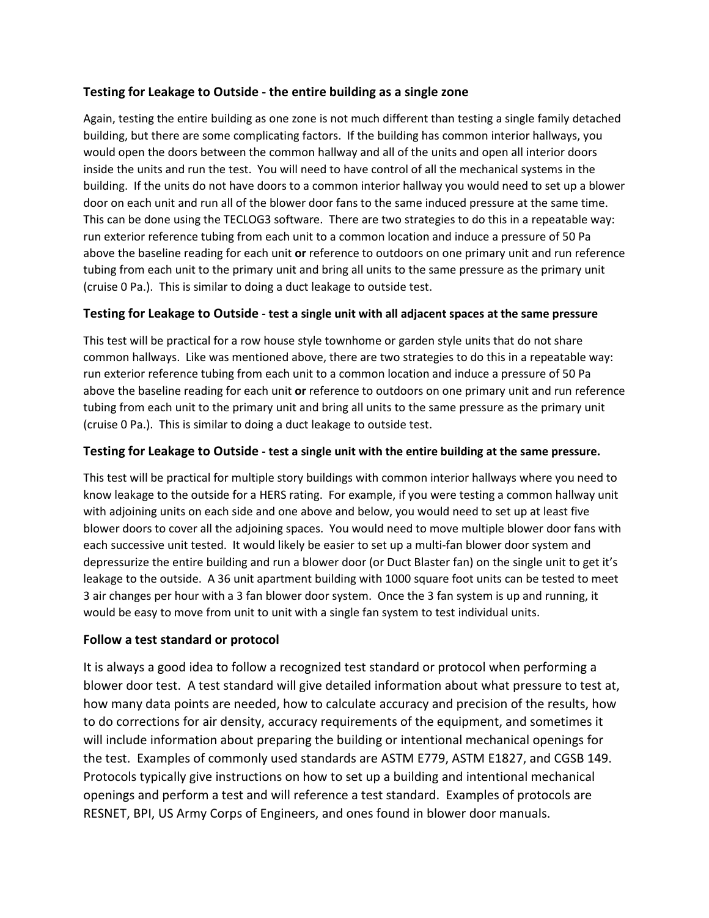### Testing for Leakage to Outside - the entire building as a single zone

Again, testing the entire building as one zone is not much different than testing a single family detached building, but there are some complicating factors. If the building has common interior hallways, you would open the doors between the common hallway and all of the units and open all interior doors inside the units and run the test. You will need to have control of all the mechanical systems in the building. If the units do not have doors to a common interior hallway you would need to set up a blower door on each unit and run all of the blower door fans to the same induced pressure at the same time. This can be done using the TECLOG3 software. There are two strategies to do this in a repeatable way: run exterior reference tubing from each unit to a common location and induce a pressure of 50 Pa above the baseline reading for each unit **or** reference to outdoors on one primary unit and run reference tubing from each unit to the primary unit and bring all units to the same pressure as the primary unit (cruise 0 Pa.). This is similar to doing a duct leakage to outside test.

### Testing for Leakage to Outside - test a single unit with all adjacent spaces at the same pressure

This test will be practical for a row house style townhome or garden style units that do not share common hallways. Like was mentioned above, there are two strategies to do this in a repeatable way: run exterior reference tubing from each unit to a common location and induce a pressure of 50 Pa above the baseline reading for each unit **or** reference to outdoors on one primary unit and run reference tubing from each unit to the primary unit and bring all units to the same pressure as the primary unit (cruise 0 Pa.). This is similar to doing a duct leakage to outside test.

### Testing for Leakage to Outside - test a single unit with the entire building at the same pressure.

This test will be practical for multiple story buildings with common interior hallways where you need to know leakage to the outside for a HERS rating. For example, if you were testing a common hallway unit with adjoining units on each side and one above and below, you would need to set up at least five blower doors to cover all the adjoining spaces. You would need to move multiple blower door fans with each successive unit tested. It would likely be easier to set up a multi-fan blower door system and depressurize the entire building and run a blower door (or Duct Blaster fan) on the single unit to get it's leakage to the outside. A 36 unit apartment building with 1000 square foot units can be tested to meet 3 air changes per hour with a 3 fan blower door system. Once the 3 fan system is up and running, it would be easy to move from unit to unit with a single fan system to test individual units.

### Follow a test standard or protocol

It is always a good idea to follow a recognized test standard or protocol when performing a blower door test. A test standard will give detailed information about what pressure to test at, how many data points are needed, how to calculate accuracy and precision of the results, how to do corrections for air density, accuracy requirements of the equipment, and sometimes it will include information about preparing the building or intentional mechanical openings for the test. Examples of commonly used standards are ASTM E779, ASTM E1827, and CGSB 149. Protocols typically give instructions on how to set up a building and intentional mechanical openings and perform a test and will reference a test standard. Examples of protocols are RESNET, BPI, US Army Corps of Engineers, and ones found in blower door manuals.